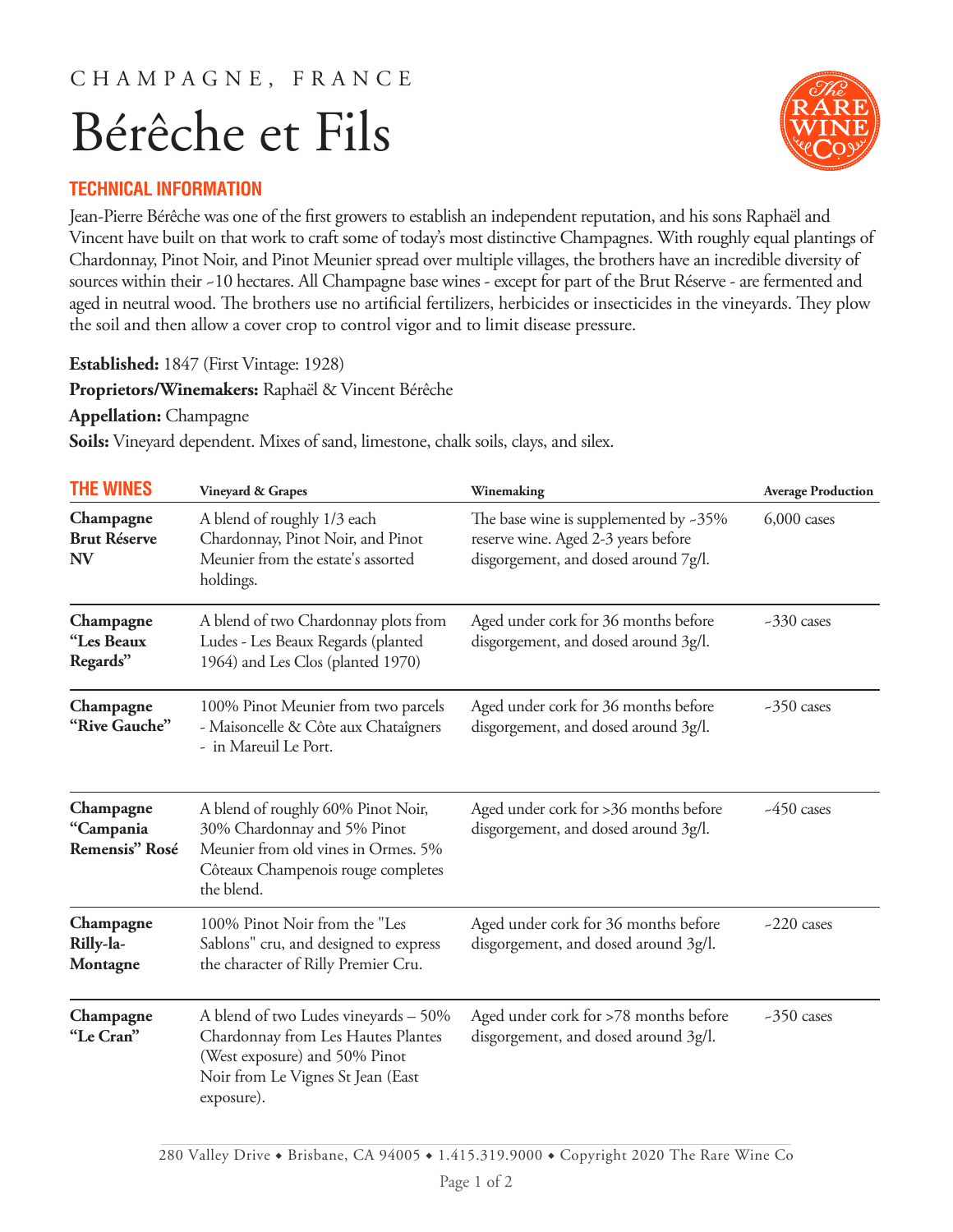CHAMPAGNE, FRANCE

# Bérêche et Fils

## TECHNICAL INFORMATION

Jean-Pierre Bérêche was one of the first growers to establish an independent reputation, and his sons Raphaël and Vincent have built on that work to craft some of today's most distinctive Champagnes. With roughly equal plantings of Chardonnay, Pinot Noir, and Pinot Meunier spread over multiple villages, the brothers have an incredible diversity of sources within their ~10 hectares. All Champagne base wines - except for part of the Brut Réserve - are fermented and aged in neutral wood. The brothers use no artificial fertilizers, herbicides or insecticides in the vineyards. They plow the soil and then allow a cover crop to control vigor and to limit disease pressure.

**Established:** 1847 (First Vintage: 1928)

**Proprietors/Winemakers:** Raphaël & Vincent Bérêche

**Appellation:** Champagne

**Soils:** Vineyard dependent. Mixes of sand, limestone, chalk soils, clays, and silex.

## THE WINES

| THE WINES | Vineyard & Grapes | Winemaking | Average Production |
|---|---|---|---|
| **Champagne Brut Réserve NV** | A blend of roughly 1/3 each Chardonnay, Pinot Noir, and Pinot Meunier from the estate's assorted holdings. | The base wine is supplemented by ~35% reserve wine. Aged 2-3 years before disgorgement, and dosed around 7g/l. | 6,000 cases |
| **Champagne "Les Beaux Regards"** | A blend of two Chardonnay plots from Ludes - Les Beaux Regards (planted 1964) and Les Clos (planted 1970) | Aged under cork for 36 months before disgorgement, and dosed around 3g/l. | ~330 cases |
| **Champagne "Rive Gauche"** | 100% Pinot Meunier from two parcels - Maisoncelle & Côte aux Chataîgners - in Mareuil Le Port. | Aged under cork for 36 months before disgorgement, and dosed around 3g/l. | ~350 cases |
| **Champagne "Campania Remensis" Rosé** | A blend of roughly 60% Pinot Noir, 30% Chardonnay and 5% Pinot Meunier from old vines in Ormes. 5% Côteaux Champenois rouge completes the blend. | Aged under cork for >36 months before disgorgement, and dosed around 3g/l. | ~450 cases |
| **Champagne Rilly-la-Montagne** | 100% Pinot Noir from the "Les Sablons" cru, and designed to express the character of Rilly Premier Cru. | Aged under cork for 36 months before disgorgement, and dosed around 3g/l. | ~220 cases |
| **Champagne "Le Cran"** | A blend of two Ludes vineyards – 50% Chardonnay from Les Hautes Plantes (West exposure) and 50% Pinot Noir from Le Vignes St Jean (East exposure). | Aged under cork for >78 months before disgorgement, and dosed around 3g/l. | ~350 cases |

280 Valley Drive ◆ Brisbane, CA 94005 ◆ 1.415.319.9000 ◆ Copyright 2020 The Rare Wine Co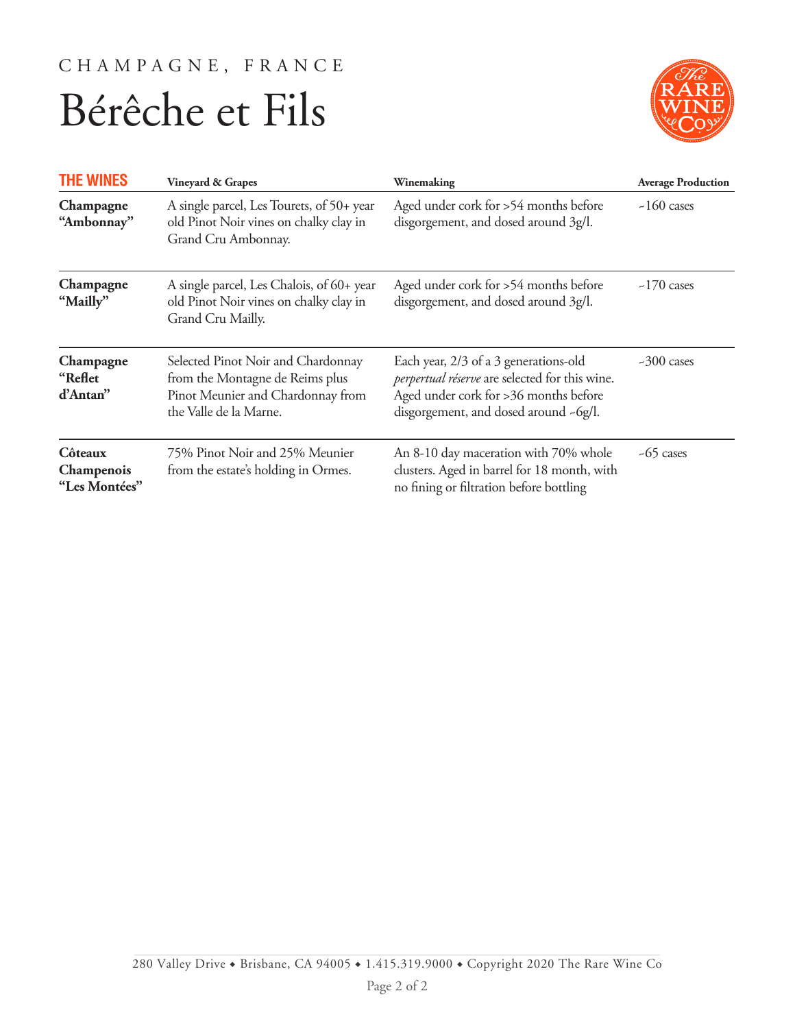CHAMPAGNE, FRANCE

# Bérêche et Fils

| THE WINES | Vineyard & Grapes | Winemaking | Average Production |
|---|---|---|---|
| **Champagne "Ambonnay"** | A single parcel, Les Tourets, of 50+ year old Pinot Noir vines on chalky clay in Grand Cru Ambonnay. | Aged under cork for >54 months before disgorgement, and dosed around 3g/l. | ~160 cases |
| **Champagne "Mailly"** | A single parcel, Les Chalois, of 60+ year old Pinot Noir vines on chalky clay in Grand Cru Mailly. | Aged under cork for >54 months before disgorgement, and dosed around 3g/l. | ~170 cases |
| **Champagne "Reflet d'Antan"** | Selected Pinot Noir and Chardonnay from the Montagne de Reims plus Pinot Meunier and Chardonnay from the Valle de la Marne. | Each year, 2/3 of a 3 generations-old *perpertual réserve* are selected for this wine. Aged under cork for >36 months before disgorgement, and dosed around ~6g/l. | ~300 cases |
| **Côteaux Champenois "Les Montées"** | 75% Pinot Noir and 25% Meunier from the estate's holding in Ormes. | An 8-10 day maceration with 70% whole clusters. Aged in barrel for 18 month, with no fining or filtration before bottling | ~65 cases |

280 Valley Drive ◆ Brisbane, CA 94005 ◆ 1.415.319.9000 ◆ Copyright 2020 The Rare Wine Co